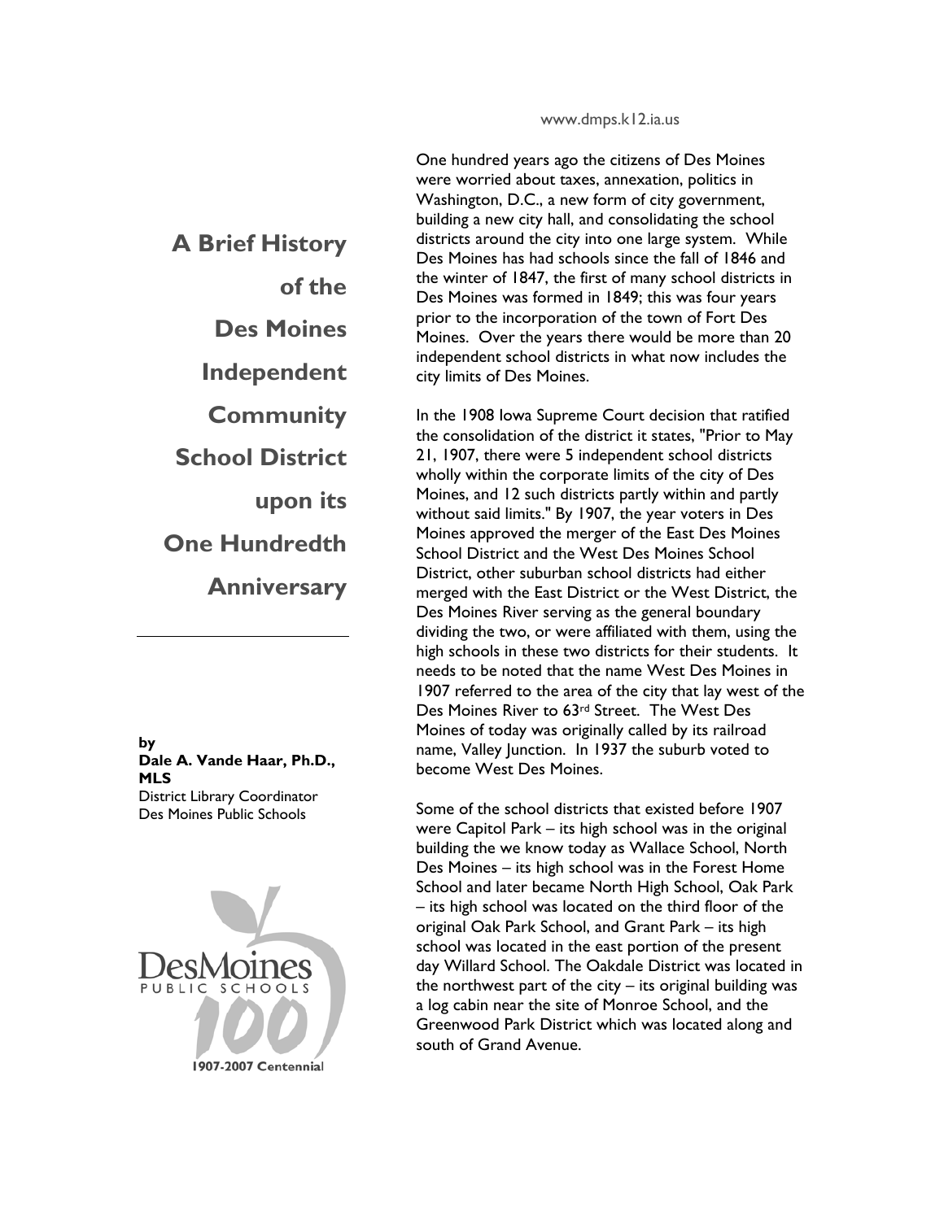www.dmps.k12.ia.us

# A Brief History of the Des Moines Independent Community School District upon its One Hundredth Anniversary

**by**
**Dale A. Vande Haar, Ph.D., MLS**
District Library Coordinator
Des Moines Public Schools

DesMoines PUBLIC SCHOOLS 100 1907-2007 Centennial

One hundred years ago the citizens of Des Moines were worried about taxes, annexation, politics in Washington, D.C., a new form of city government, building a new city hall, and consolidating the school districts around the city into one large system. While Des Moines has had schools since the fall of 1846 and the winter of 1847, the first of many school districts in Des Moines was formed in 1849; this was four years prior to the incorporation of the town of Fort Des Moines. Over the years there would be more than 20 independent school districts in what now includes the city limits of Des Moines.

In the 1908 Iowa Supreme Court decision that ratified the consolidation of the district it states, "Prior to May 21, 1907, there were 5 independent school districts wholly within the corporate limits of the city of Des Moines, and 12 such districts partly within and partly without said limits." By 1907, the year voters in Des Moines approved the merger of the East Des Moines School District and the West Des Moines School District, other suburban school districts had either merged with the East District or the West District, the Des Moines River serving as the general boundary dividing the two, or were affiliated with them, using the high schools in these two districts for their students. It needs to be noted that the name West Des Moines in 1907 referred to the area of the city that lay west of the Des Moines River to 63rd Street. The West Des Moines of today was originally called by its railroad name, Valley Junction. In 1937 the suburb voted to become West Des Moines.

Some of the school districts that existed before 1907 were Capitol Park – its high school was in the original building the we know today as Wallace School, North Des Moines – its high school was in the Forest Home School and later became North High School, Oak Park – its high school was located on the third floor of the original Oak Park School, and Grant Park – its high school was located in the east portion of the present day Willard School. The Oakdale District was located in the northwest part of the city – its original building was a log cabin near the site of Monroe School, and the Greenwood Park District which was located along and south of Grand Avenue.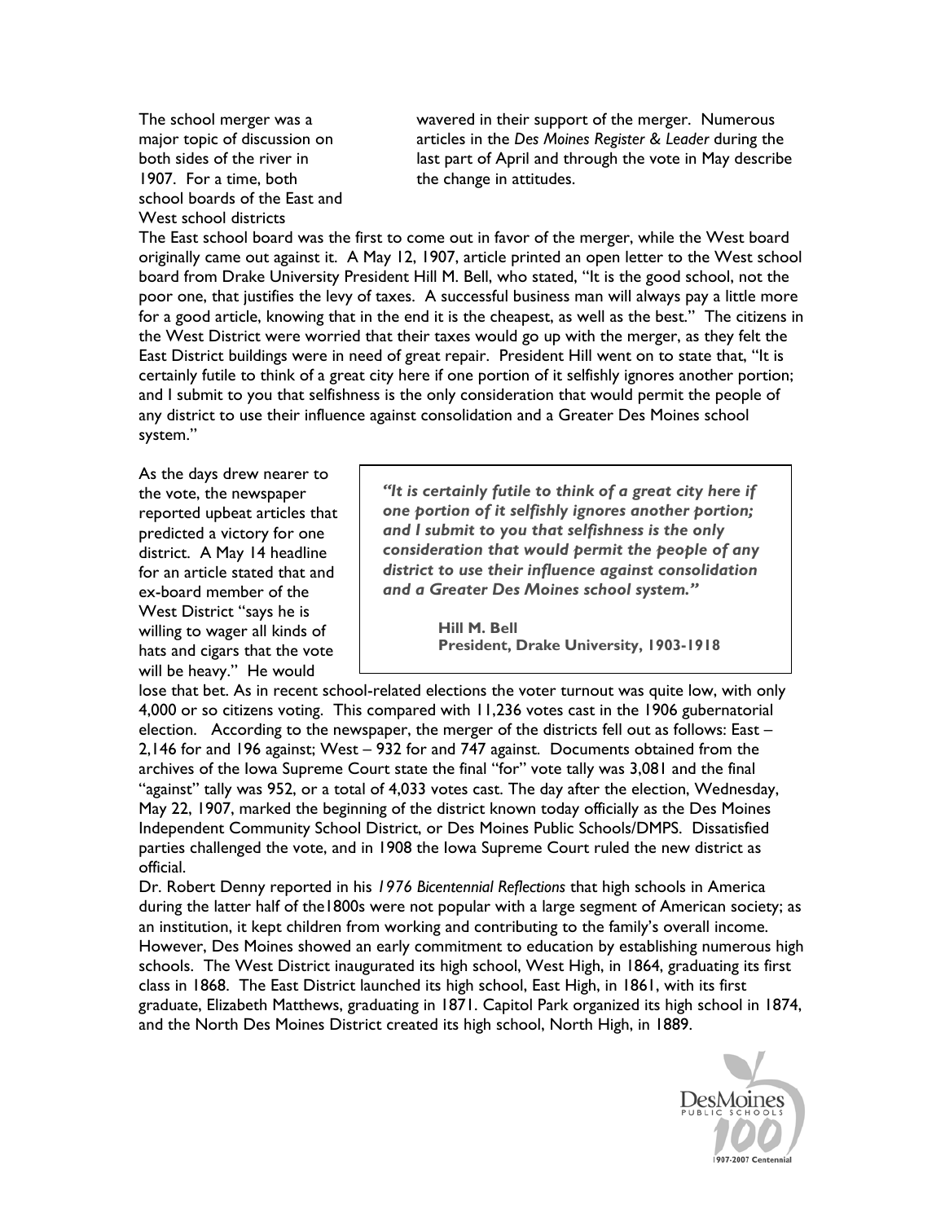The school merger was a major topic of discussion on both sides of the river in 1907. For a time, both school boards of the East and West school districts wavered in their support of the merger. Numerous articles in the *Des Moines Register & Leader* during the last part of April and through the vote in May describe the change in attitudes.

The East school board was the first to come out in favor of the merger, while the West board originally came out against it. A May 12, 1907, article printed an open letter to the West school board from Drake University President Hill M. Bell, who stated, "It is the good school, not the poor one, that justifies the levy of taxes. A successful business man will always pay a little more for a good article, knowing that in the end it is the cheapest, as well as the best." The citizens in the West District were worried that their taxes would go up with the merger, as they felt the East District buildings were in need of great repair. President Hill went on to state that, "It is certainly futile to think of a great city here if one portion of it selfishly ignores another portion; and I submit to you that selfishness is the only consideration that would permit the people of any district to use their influence against consolidation and a Greater Des Moines school system."

> ***"It is certainly futile to think of a great city here if one portion of it selfishly ignores another portion; and I submit to you that selfishness is the only consideration that would permit the people of any district to use their influence against consolidation and a Greater Des Moines school system."***
>
> **Hill M. Bell**
> **President, Drake University, 1903-1918**

As the days drew nearer to the vote, the newspaper reported upbeat articles that predicted a victory for one district. A May 14 headline for an article stated that and ex-board member of the West District "says he is willing to wager all kinds of hats and cigars that the vote will be heavy." He would lose that bet. As in recent school-related elections the voter turnout was quite low, with only 4,000 or so citizens voting. This compared with 11,236 votes cast in the 1906 gubernatorial election. According to the newspaper, the merger of the districts fell out as follows: East – 2,146 for and 196 against; West – 932 for and 747 against. Documents obtained from the archives of the Iowa Supreme Court state the final "for" vote tally was 3,081 and the final "against" tally was 952, or a total of 4,033 votes cast. The day after the election, Wednesday, May 22, 1907, marked the beginning of the district known today officially as the Des Moines Independent Community School District, or Des Moines Public Schools/DMPS. Dissatisfied parties challenged the vote, and in 1908 the Iowa Supreme Court ruled the new district as official.

Dr. Robert Denny reported in his *1976 Bicentennial Reflections* that high schools in America during the latter half of the1800s were not popular with a large segment of American society; as an institution, it kept children from working and contributing to the family's overall income. However, Des Moines showed an early commitment to education by establishing numerous high schools. The West District inaugurated its high school, West High, in 1864, graduating its first class in 1868. The East District launched its high school, East High, in 1861, with its first graduate, Elizabeth Matthews, graduating in 1871. Capitol Park organized its high school in 1874, and the North Des Moines District created its high school, North High, in 1889.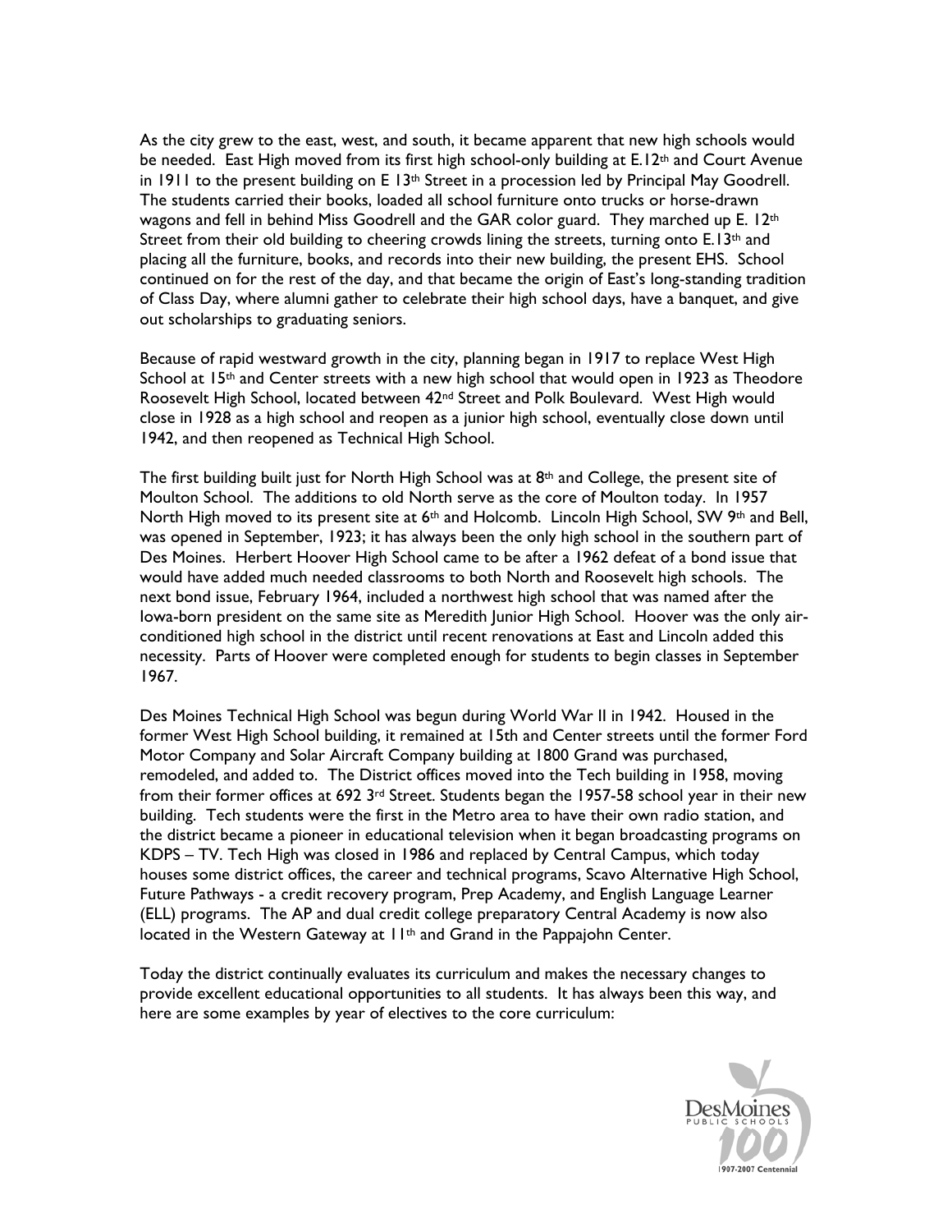As the city grew to the east, west, and south, it became apparent that new high schools would be needed. East High moved from its first high school-only building at E.12th and Court Avenue in 1911 to the present building on E 13th Street in a procession led by Principal May Goodrell. The students carried their books, loaded all school furniture onto trucks or horse-drawn wagons and fell in behind Miss Goodrell and the GAR color guard. They marched up E. 12th Street from their old building to cheering crowds lining the streets, turning onto E.13th and placing all the furniture, books, and records into their new building, the present EHS. School continued on for the rest of the day, and that became the origin of East's long-standing tradition of Class Day, where alumni gather to celebrate their high school days, have a banquet, and give out scholarships to graduating seniors.

Because of rapid westward growth in the city, planning began in 1917 to replace West High School at 15th and Center streets with a new high school that would open in 1923 as Theodore Roosevelt High School, located between 42nd Street and Polk Boulevard. West High would close in 1928 as a high school and reopen as a junior high school, eventually close down until 1942, and then reopened as Technical High School.

The first building built just for North High School was at 8th and College, the present site of Moulton School. The additions to old North serve as the core of Moulton today. In 1957 North High moved to its present site at 6th and Holcomb. Lincoln High School, SW 9th and Bell, was opened in September, 1923; it has always been the only high school in the southern part of Des Moines. Herbert Hoover High School came to be after a 1962 defeat of a bond issue that would have added much needed classrooms to both North and Roosevelt high schools. The next bond issue, February 1964, included a northwest high school that was named after the Iowa-born president on the same site as Meredith Junior High School. Hoover was the only air-conditioned high school in the district until recent renovations at East and Lincoln added this necessity. Parts of Hoover were completed enough for students to begin classes in September 1967.

Des Moines Technical High School was begun during World War II in 1942. Housed in the former West High School building, it remained at 15th and Center streets until the former Ford Motor Company and Solar Aircraft Company building at 1800 Grand was purchased, remodeled, and added to. The District offices moved into the Tech building in 1958, moving from their former offices at 692 3rd Street. Students began the 1957-58 school year in their new building. Tech students were the first in the Metro area to have their own radio station, and the district became a pioneer in educational television when it began broadcasting programs on KDPS – TV. Tech High was closed in 1986 and replaced by Central Campus, which today houses some district offices, the career and technical programs, Scavo Alternative High School, Future Pathways - a credit recovery program, Prep Academy, and English Language Learner (ELL) programs. The AP and dual credit college preparatory Central Academy is now also located in the Western Gateway at 11th and Grand in the Pappajohn Center.

Today the district continually evaluates its curriculum and makes the necessary changes to provide excellent educational opportunities to all students. It has always been this way, and here are some examples by year of electives to the core curriculum: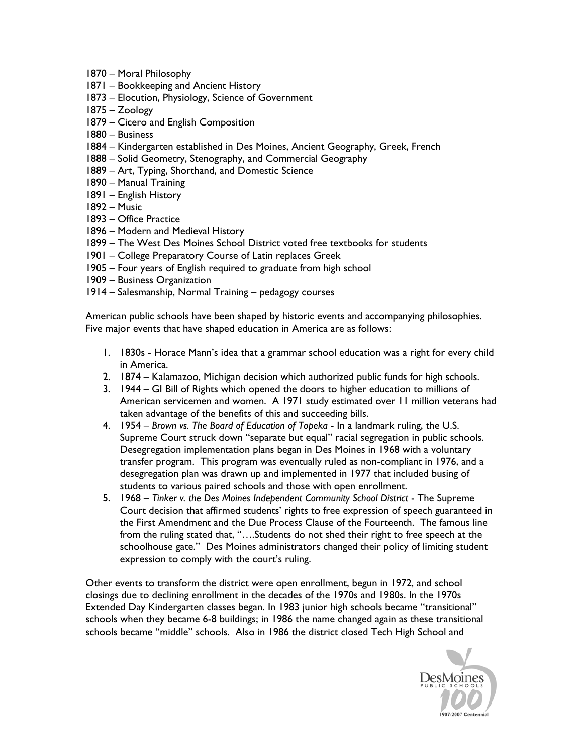1870 – Moral Philosophy
1871 – Bookkeeping and Ancient History
1873 – Elocution, Physiology, Science of Government
1875 – Zoology
1879 – Cicero and English Composition
1880 – Business
1884 – Kindergarten established in Des Moines, Ancient Geography, Greek, French
1888 – Solid Geometry, Stenography, and Commercial Geography
1889 – Art, Typing, Shorthand, and Domestic Science
1890 – Manual Training
1891 – English History
1892 – Music
1893 – Office Practice
1896 – Modern and Medieval History
1899 – The West Des Moines School District voted free textbooks for students
1901 – College Preparatory Course of Latin replaces Greek
1905 – Four years of English required to graduate from high school
1909 – Business Organization
1914 – Salesmanship, Normal Training – pedagogy courses

American public schools have been shaped by historic events and accompanying philosophies. Five major events that have shaped education in America are as follows:

1. 1830s - Horace Mann's idea that a grammar school education was a right for every child in America.
2. 1874 – Kalamazoo, Michigan decision which authorized public funds for high schools.
3. 1944 – GI Bill of Rights which opened the doors to higher education to millions of American servicemen and women. A 1971 study estimated over 11 million veterans had taken advantage of the benefits of this and succeeding bills.
4. 1954 – *Brown vs. The Board of Education of Topeka* - In a landmark ruling, the U.S. Supreme Court struck down "separate but equal" racial segregation in public schools. Desegregation implementation plans began in Des Moines in 1968 with a voluntary transfer program. This program was eventually ruled as non-compliant in 1976, and a desegregation plan was drawn up and implemented in 1977 that included busing of students to various paired schools and those with open enrollment.
5. 1968 – *Tinker v. the Des Moines Independent Community School District* - The Supreme Court decision that affirmed students' rights to free expression of speech guaranteed in the First Amendment and the Due Process Clause of the Fourteenth. The famous line from the ruling stated that, "….Students do not shed their right to free speech at the schoolhouse gate." Des Moines administrators changed their policy of limiting student expression to comply with the court's ruling.

Other events to transform the district were open enrollment, begun in 1972, and school closings due to declining enrollment in the decades of the 1970s and 1980s. In the 1970s Extended Day Kindergarten classes began. In 1983 junior high schools became "transitional" schools when they became 6-8 buildings; in 1986 the name changed again as these transitional schools became "middle" schools. Also in 1986 the district closed Tech High School and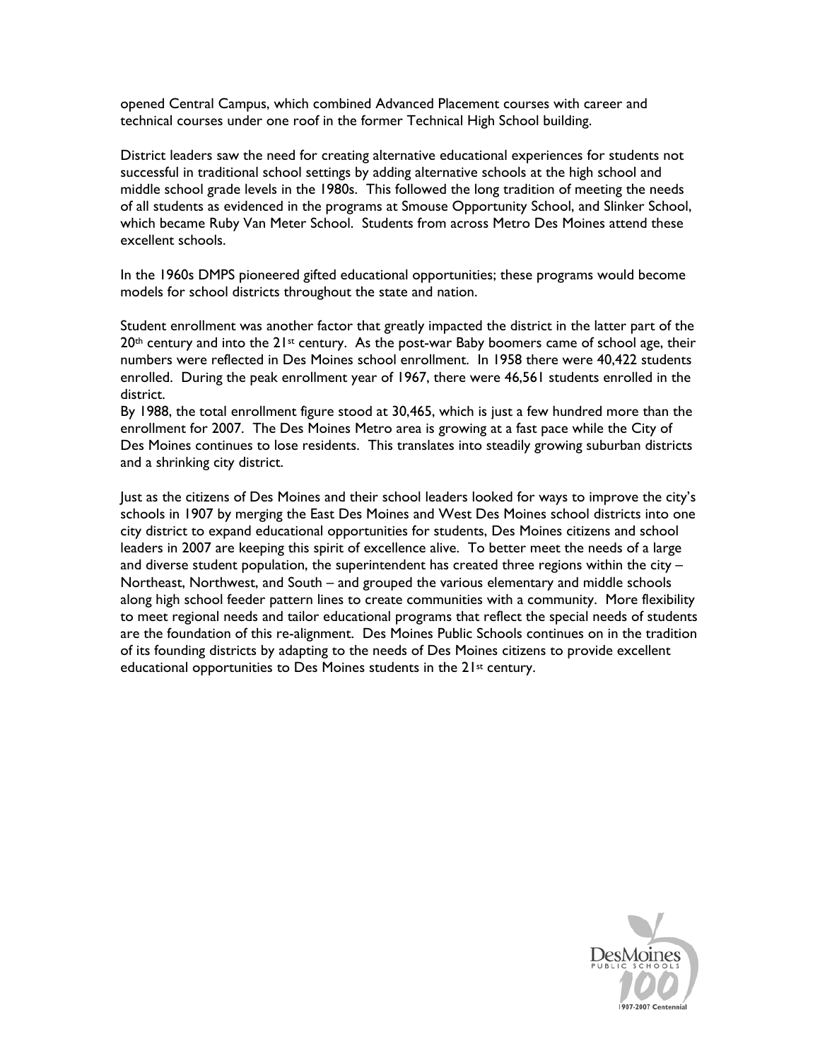opened Central Campus, which combined Advanced Placement courses with career and technical courses under one roof in the former Technical High School building.

District leaders saw the need for creating alternative educational experiences for students not successful in traditional school settings by adding alternative schools at the high school and middle school grade levels in the 1980s. This followed the long tradition of meeting the needs of all students as evidenced in the programs at Smouse Opportunity School, and Slinker School, which became Ruby Van Meter School. Students from across Metro Des Moines attend these excellent schools.

In the 1960s DMPS pioneered gifted educational opportunities; these programs would become models for school districts throughout the state and nation.

Student enrollment was another factor that greatly impacted the district in the latter part of the 20th century and into the 21st century. As the post-war Baby boomers came of school age, their numbers were reflected in Des Moines school enrollment. In 1958 there were 40,422 students enrolled. During the peak enrollment year of 1967, there were 46,561 students enrolled in the district.
By 1988, the total enrollment figure stood at 30,465, which is just a few hundred more than the enrollment for 2007. The Des Moines Metro area is growing at a fast pace while the City of Des Moines continues to lose residents. This translates into steadily growing suburban districts and a shrinking city district.

Just as the citizens of Des Moines and their school leaders looked for ways to improve the city's schools in 1907 by merging the East Des Moines and West Des Moines school districts into one city district to expand educational opportunities for students, Des Moines citizens and school leaders in 2007 are keeping this spirit of excellence alive. To better meet the needs of a large and diverse student population, the superintendent has created three regions within the city – Northeast, Northwest, and South – and grouped the various elementary and middle schools along high school feeder pattern lines to create communities with a community. More flexibility to meet regional needs and tailor educational programs that reflect the special needs of students are the foundation of this re-alignment. Des Moines Public Schools continues on in the tradition of its founding districts by adapting to the needs of Des Moines citizens to provide excellent educational opportunities to Des Moines students in the 21st century.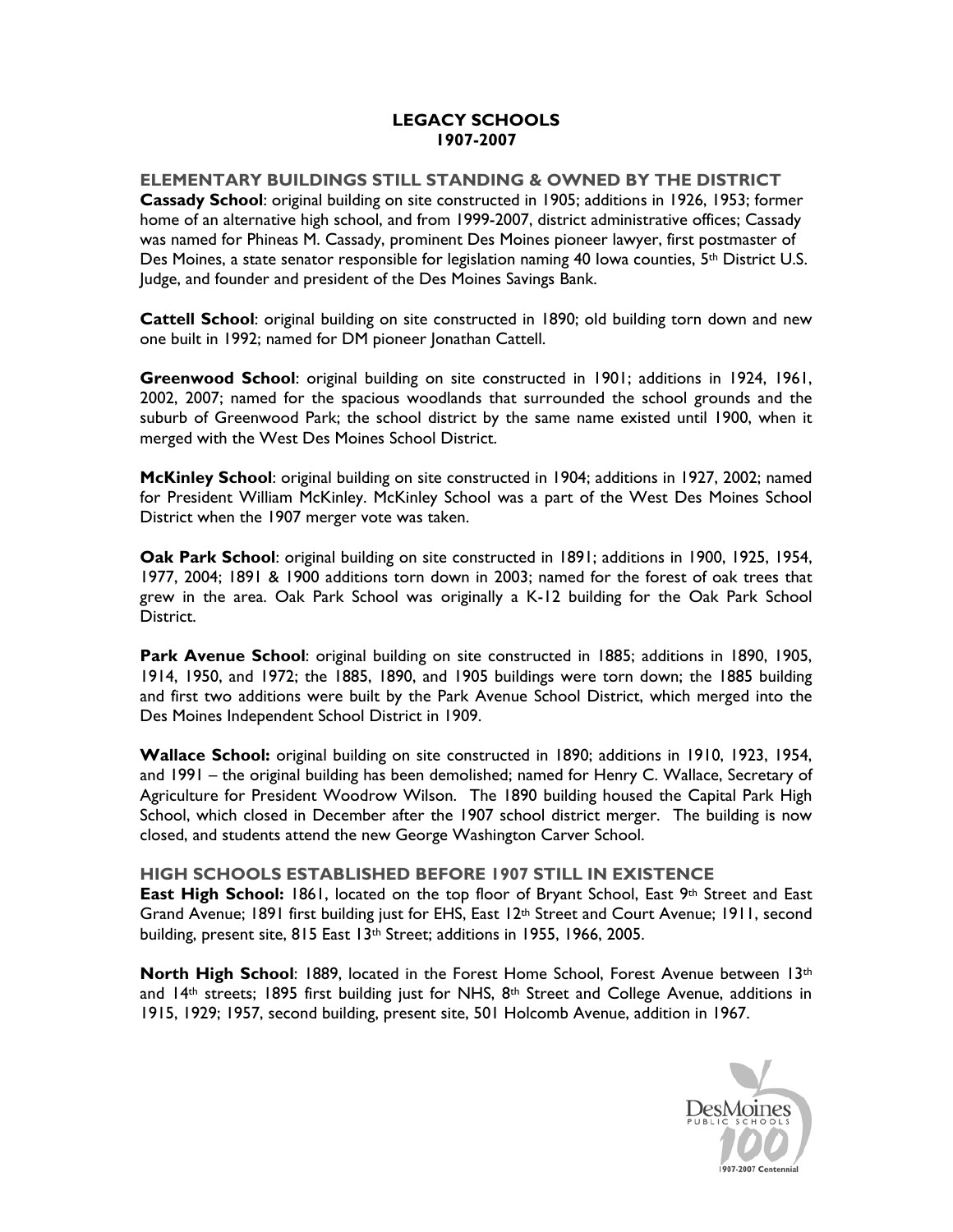# LEGACY SCHOOLS
# 1907-2007

## ELEMENTARY BUILDINGS STILL STANDING & OWNED BY THE DISTRICT

**Cassady School**: original building on site constructed in 1905; additions in 1926, 1953; former home of an alternative high school, and from 1999-2007, district administrative offices; Cassady was named for Phineas M. Cassady, prominent Des Moines pioneer lawyer, first postmaster of Des Moines, a state senator responsible for legislation naming 40 Iowa counties, 5th District U.S. Judge, and founder and president of the Des Moines Savings Bank.

**Cattell School**: original building on site constructed in 1890; old building torn down and new one built in 1992; named for DM pioneer Jonathan Cattell.

**Greenwood School**: original building on site constructed in 1901; additions in 1924, 1961, 2002, 2007; named for the spacious woodlands that surrounded the school grounds and the suburb of Greenwood Park; the school district by the same name existed until 1900, when it merged with the West Des Moines School District.

**McKinley School**: original building on site constructed in 1904; additions in 1927, 2002; named for President William McKinley. McKinley School was a part of the West Des Moines School District when the 1907 merger vote was taken.

**Oak Park School**: original building on site constructed in 1891; additions in 1900, 1925, 1954, 1977, 2004; 1891 & 1900 additions torn down in 2003; named for the forest of oak trees that grew in the area. Oak Park School was originally a K-12 building for the Oak Park School District.

**Park Avenue School**: original building on site constructed in 1885; additions in 1890, 1905, 1914, 1950, and 1972; the 1885, 1890, and 1905 buildings were torn down; the 1885 building and first two additions were built by the Park Avenue School District, which merged into the Des Moines Independent School District in 1909.

**Wallace School:** original building on site constructed in 1890; additions in 1910, 1923, 1954, and 1991 – the original building has been demolished; named for Henry C. Wallace, Secretary of Agriculture for President Woodrow Wilson. The 1890 building housed the Capital Park High School, which closed in December after the 1907 school district merger. The building is now closed, and students attend the new George Washington Carver School.

## HIGH SCHOOLS ESTABLISHED BEFORE 1907 STILL IN EXISTENCE

**East High School:** 1861, located on the top floor of Bryant School, East 9th Street and East Grand Avenue; 1891 first building just for EHS, East 12th Street and Court Avenue; 1911, second building, present site, 815 East 13th Street; additions in 1955, 1966, 2005.

**North High School**: 1889, located in the Forest Home School, Forest Avenue between 13th and 14th streets; 1895 first building just for NHS, 8th Street and College Avenue, additions in 1915, 1929; 1957, second building, present site, 501 Holcomb Avenue, addition in 1967.